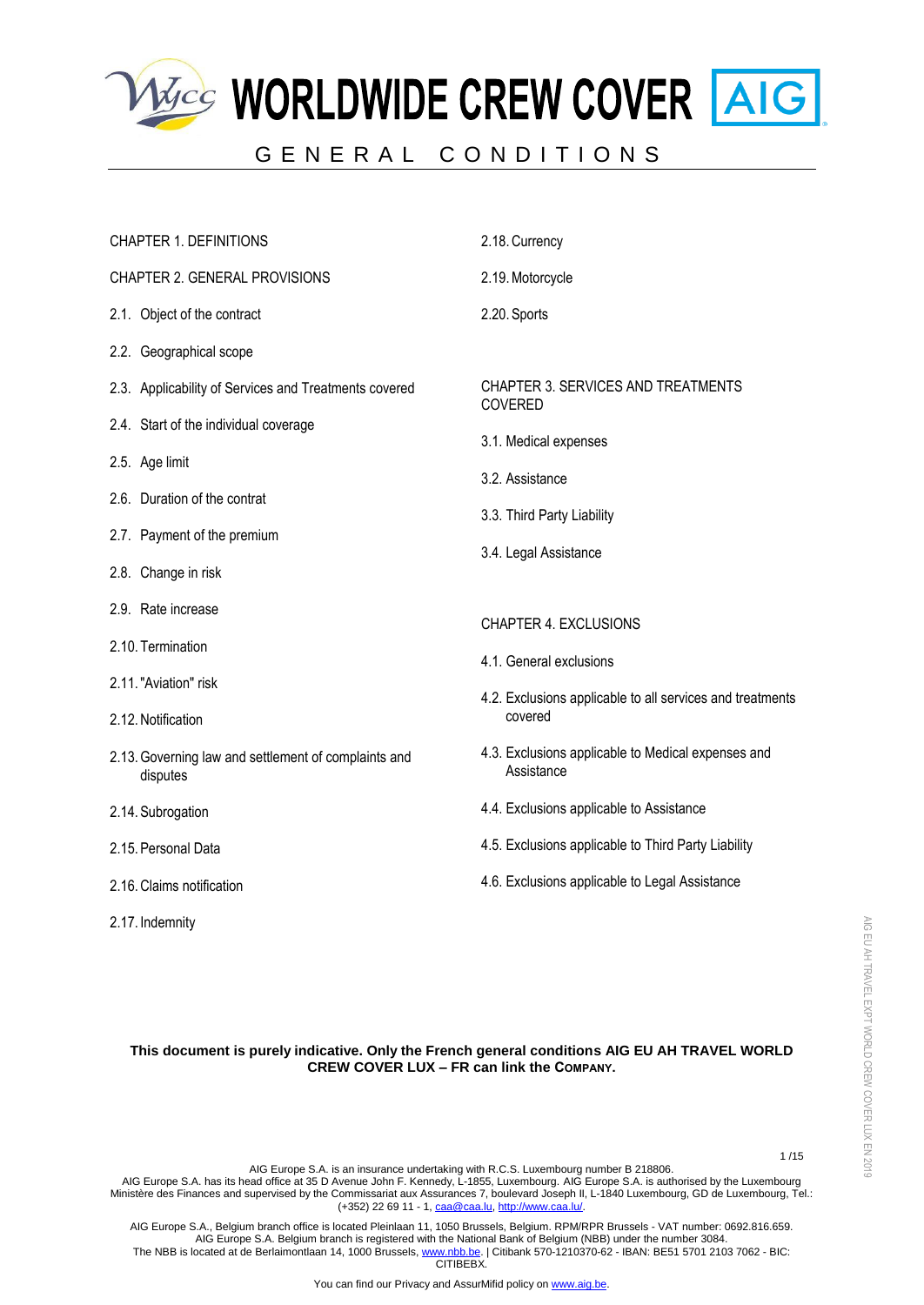# WORLDWIDE CREW COVER

## GENERAL CONDITIONS

CHAPTER 1. DEFINITIONS

CHAPTER 2. GENERAL PROVISIONS

2.1. Object of the contract

2.2. Geographical scope

2.3. Applicability of Services and Treatments covered

2.4. Start of the individual coverage

2.5. Age limit

2.6. Duration of the contrat

2.7. Payment of the premium

2.8. Change in risk

2.9. Rate increase

2.10. Termination

2.11. "Aviation" risk

2.12. Notification

2.13. Governing law and settlement of complaints and disputes

2.14. Subrogation

2.15. Personal Data

2.16. Claims notification

2.17. Indemnity

2.18. Currency

2.19. Motorcycle

2.20. Sports

CHAPTER 3. SERVICES AND TREATMENTS COVERED

3.1. Medical expenses

3.2. Assistance

3.3. Third Party Liability

3.4. Legal Assistance

CHAPTER 4. EXCLUSIONS

4.1. General exclusions

4.2. Exclusions applicable to all services and treatments covered

4.3. Exclusions applicable to Medical expenses and Assistance

4.4. Exclusions applicable to Assistance

4.5. Exclusions applicable to Third Party Liability

4.6. Exclusions applicable to Legal Assistance

**This document is purely indicative. Only the French general conditions AIG EU AH TRAVEL WORLD CREW COVER LUX – FR can link the COMPANY.**

AIG Europe S.A. is an insurance undertaking with R.C.S. Luxembourg number B 218806.
AIG Europe S.A. has its head office at 35 D Avenue John F. Kennedy, L-1855, Luxembourg. AIG Europe S.A. is authorised by the Luxembourg Ministère des Finances and supervised by the Commissariat aux Assurances 7, boulevard Joseph II, L-1840 Luxembourg, GD de Luxembourg, Tel.: (+352) 22 69 11 - 1, caa@caa.lu, http://www.caa.lu/.

AIG Europe S.A., Belgium branch office is located Pleinlaan 11, 1050 Brussels, Belgium. RPM/RPR Brussels - VAT number: 0692.816.659.
AIG Europe S.A. Belgium branch is registered with the National Bank of Belgium (NBB) under the number 3084.
The NBB is located at de Berlaimontlaan 14, 1000 Brussels, www.nbb.be. | Citibank 570-1210370-62 - IBAN: BE51 5701 2103 7062 - BIC: CITIBEBX.

You can find our Privacy and AssurMifid policy on www.aig.be.

AIG EU AH TRAVEL EXPT WORLD CREW COVER LUX EN 2019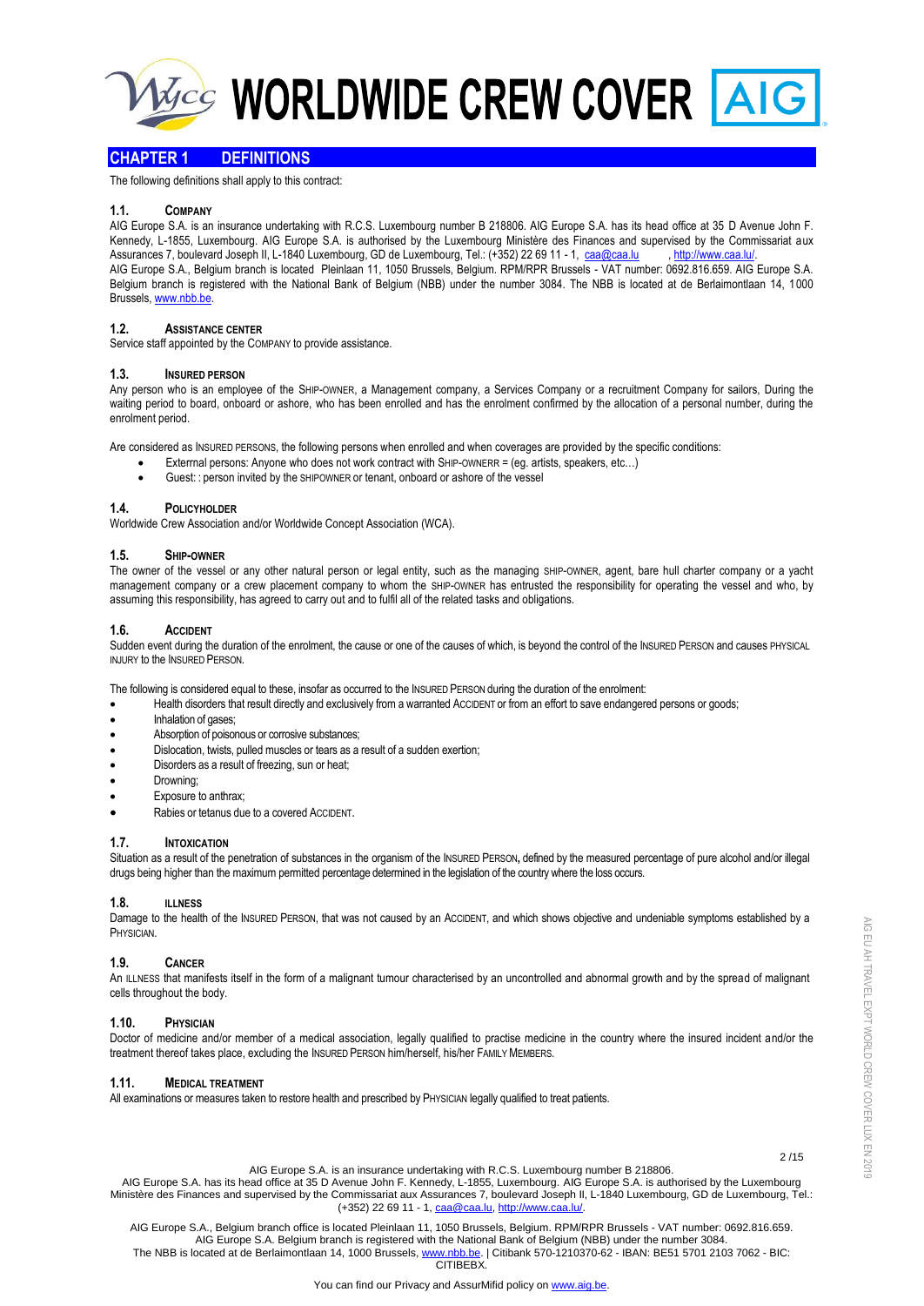# WORLDWIDE CREW COVER

## CHAPTER 1 DEFINITIONS

The following definitions shall apply to this contract:

### 1.1. COMPANY

AIG Europe S.A. is an insurance undertaking with R.C.S. Luxembourg number B 218806. AIG Europe S.A. has its head office at 35 D Avenue John F. Kennedy, L-1855, Luxembourg. AIG Europe S.A. is authorised by the Luxembourg Ministère des Finances and supervised by the Commissariat aux Assurances 7, boulevard Joseph II, L-1840 Luxembourg, GD de Luxembourg, Tel.: (+352) 22 69 11 - 1, caa@caa.lu , http://www.caa.lu/.
AIG Europe S.A., Belgium branch is located Pleinlaan 11, 1050 Brussels, Belgium. RPM/RPR Brussels - VAT number: 0692.816.659. AIG Europe S.A. Belgium branch is registered with the National Bank of Belgium (NBB) under the number 3084. The NBB is located at de Berlaimontlaan 14, 1000 Brussels, www.nbb.be.

### 1.2. ASSISTANCE CENTER

Service staff appointed by the COMPANY to provide assistance.

### 1.3. INSURED PERSON

Any person who is an employee of the SHIP-OWNER, a Management company, a Services Company or a recruitment Company for sailors, During the waiting period to board, onboard or ashore, who has been enrolled and has the enrolment confirmed by the allocation of a personal number, during the enrolment period.

Are considered as INSURED PERSONS, the following persons when enrolled and when coverages are provided by the specific conditions:

- Exterrnal persons: Anyone who does not work contract with SHIP-OWNERR = (eg. artists, speakers, etc…)
- Guest: : person invited by the SHIPOWNER or tenant, onboard or ashore of the vessel

### 1.4. POLICYHOLDER

Worldwide Crew Association and/or Worldwide Concept Association (WCA).

### 1.5. SHIP-OWNER

The owner of the vessel or any other natural person or legal entity, such as the managing SHIP-OWNER, agent, bare hull charter company or a yacht management company or a crew placement company to whom the SHIP-OWNER has entrusted the responsibility for operating the vessel and who, by assuming this responsibility, has agreed to carry out and to fulfil all of the related tasks and obligations.

### 1.6. ACCIDENT

Sudden event during the duration of the enrolment, the cause or one of the causes of which, is beyond the control of the INSURED PERSON and causes PHYSICAL INJURY to the INSURED PERSON.

The following is considered equal to these, insofar as occurred to the INSURED PERSON during the duration of the enrolment:

- Health disorders that result directly and exclusively from a warranted ACCIDENT or from an effort to save endangered persons or goods;
- Inhalation of gases;
- Absorption of poisonous or corrosive substances;
- Dislocation, twists, pulled muscles or tears as a result of a sudden exertion;
- Disorders as a result of freezing, sun or heat;
- Drowning;
- Exposure to anthrax;
- Rabies or tetanus due to a covered ACCIDENT.

### 1.7. INTOXICATION

Situation as a result of the penetration of substances in the organism of the INSURED PERSON**,** defined by the measured percentage of pure alcohol and/or illegal drugs being higher than the maximum permitted percentage determined in the legislation of the country where the loss occurs.

### 1.8. ILLNESS

Damage to the health of the INSURED PERSON, that was not caused by an ACCIDENT, and which shows objective and undeniable symptoms established by a PHYSICIAN.

### 1.9. CANCER

An ILLNESS that manifests itself in the form of a malignant tumour characterised by an uncontrolled and abnormal growth and by the spread of malignant cells throughout the body.

### 1.10. PHYSICIAN

Doctor of medicine and/or member of a medical association, legally qualified to practise medicine in the country where the insured incident and/or the treatment thereof takes place, excluding the INSURED PERSON him/herself, his/her FAMILY MEMBERS.

### 1.11. MEDICAL TREATMENT

All examinations or measures taken to restore health and prescribed by PHYSICIAN legally qualified to treat patients.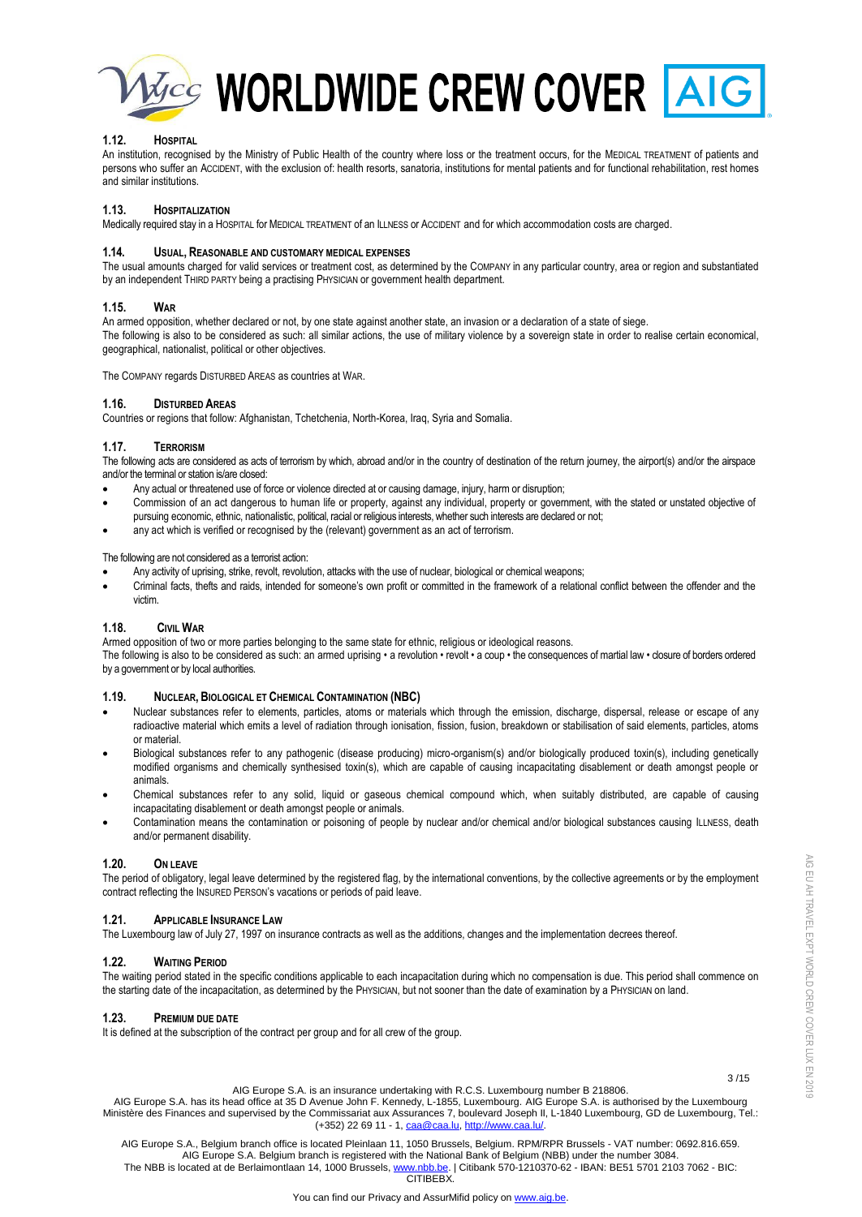### 1.12. HOSPITAL

An institution, recognised by the Ministry of Public Health of the country where loss or the treatment occurs, for the MEDICAL TREATMENT of patients and persons who suffer an ACCIDENT, with the exclusion of: health resorts, sanatoria, institutions for mental patients and for functional rehabilitation, rest homes and similar institutions.

### 1.13. HOSPITALIZATION

Medically required stay in a HOSPITAL for MEDICAL TREATMENT of an ILLNESS or ACCIDENT and for which accommodation costs are charged.

### 1.14. USUAL, REASONABLE AND CUSTOMARY MEDICAL EXPENSES

The usual amounts charged for valid services or treatment cost, as determined by the COMPANY in any particular country, area or region and substantiated by an independent THIRD PARTY being a practising PHYSICIAN or government health department.

### 1.15. WAR

An armed opposition, whether declared or not, by one state against another state, an invasion or a declaration of a state of siege.
The following is also to be considered as such: all similar actions, the use of military violence by a sovereign state in order to realise certain economical, geographical, nationalist, political or other objectives.

The COMPANY regards DISTURBED AREAS as countries at WAR.

### 1.16. DISTURBED AREAS

Countries or regions that follow: Afghanistan, Tchetchenia, North-Korea, Iraq, Syria and Somalia.

### 1.17. TERRORISM

The following acts are considered as acts of terrorism by which, abroad and/or in the country of destination of the return journey, the airport(s) and/or the airspace and/or the terminal or station is/are closed:

- Any actual or threatened use of force or violence directed at or causing damage, injury, harm or disruption;
- Commission of an act dangerous to human life or property, against any individual, property or government, with the stated or unstated objective of pursuing economic, ethnic, nationalistic, political, racial or religious interests, whether such interests are declared or not;
- any act which is verified or recognised by the (relevant) government as an act of terrorism.

The following are not considered as a terrorist action:

- Any activity of uprising, strike, revolt, revolution, attacks with the use of nuclear, biological or chemical weapons;
- Criminal facts, thefts and raids, intended for someone's own profit or committed in the framework of a relational conflict between the offender and the victim.

### 1.18. CIVIL WAR

Armed opposition of two or more parties belonging to the same state for ethnic, religious or ideological reasons.
The following is also to be considered as such: an armed uprising • a revolution • revolt • a coup • the consequences of martial law • closure of borders ordered by a government or by local authorities.

### 1.19. NUCLEAR, BIOLOGICAL ET CHEMICAL CONTAMINATION (NBC)

- Nuclear substances refer to elements, particles, atoms or materials which through the emission, discharge, dispersal, release or escape of any radioactive material which emits a level of radiation through ionisation, fission, fusion, breakdown or stabilisation of said elements, particles, atoms or material.
- Biological substances refer to any pathogenic (disease producing) micro-organism(s) and/or biologically produced toxin(s), including genetically modified organisms and chemically synthesised toxin(s), which are capable of causing incapacitating disablement or death amongst people or animals.
- Chemical substances refer to any solid, liquid or gaseous chemical compound which, when suitably distributed, are capable of causing incapacitating disablement or death amongst people or animals.
- Contamination means the contamination or poisoning of people by nuclear and/or chemical and/or biological substances causing ILLNESS, death and/or permanent disability.

### 1.20. ON LEAVE

The period of obligatory, legal leave determined by the registered flag, by the international conventions, by the collective agreements or by the employment contract reflecting the INSURED PERSON's vacations or periods of paid leave.

### 1.21. APPLICABLE INSURANCE LAW

The Luxembourg law of July 27, 1997 on insurance contracts as well as the additions, changes and the implementation decrees thereof.

### 1.22. WAITING PERIOD

The waiting period stated in the specific conditions applicable to each incapacitation during which no compensation is due. This period shall commence on the starting date of the incapacitation, as determined by the PHYSICIAN, but not sooner than the date of examination by a PHYSICIAN on land.

### 1.23. PREMIUM DUE DATE

It is defined at the subscription of the contract per group and for all crew of the group.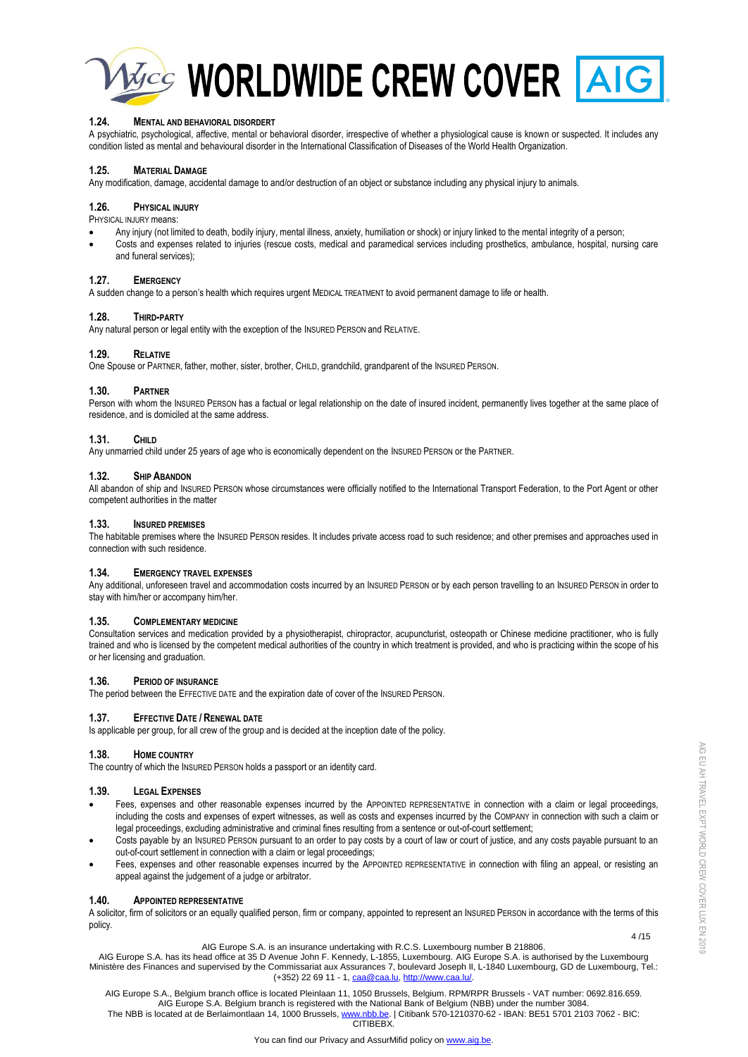### 1.24. MENTAL AND BEHAVIORAL DISORDERT

A psychiatric, psychological, affective, mental or behavioral disorder, irrespective of whether a physiological cause is known or suspected. It includes any condition listed as mental and behavioural disorder in the International Classification of Diseases of the World Health Organization.

### 1.25. MATERIAL DAMAGE

Any modification, damage, accidental damage to and/or destruction of an object or substance including any physical injury to animals.

### 1.26. PHYSICAL INJURY

PHYSICAL INJURY means:

- Any injury (not limited to death, bodily injury, mental illness, anxiety, humiliation or shock) or injury linked to the mental integrity of a person;
- Costs and expenses related to injuries (rescue costs, medical and paramedical services including prosthetics, ambulance, hospital, nursing care and funeral services);

### 1.27. EMERGENCY

A sudden change to a person's health which requires urgent MEDICAL TREATMENT to avoid permanent damage to life or health.

### 1.28. THIRD-PARTY

Any natural person or legal entity with the exception of the INSURED PERSON and RELATIVE.

### 1.29. RELATIVE

One Spouse or PARTNER, father, mother, sister, brother, CHILD, grandchild, grandparent of the INSURED PERSON.

### 1.30. PARTNER

Person with whom the INSURED PERSON has a factual or legal relationship on the date of insured incident, permanently lives together at the same place of residence, and is domiciled at the same address.

### 1.31. CHILD

Any unmarried child under 25 years of age who is economically dependent on the INSURED PERSON or the PARTNER.

### 1.32. SHIP ABANDON

All abandon of ship and INSURED PERSON whose circumstances were officially notified to the International Transport Federation, to the Port Agent or other competent authorities in the matter

### 1.33. INSURED PREMISES

The habitable premises where the INSURED PERSON resides. It includes private access road to such residence; and other premises and approaches used in connection with such residence.

### 1.34. EMERGENCY TRAVEL EXPENSES

Any additional, unforeseen travel and accommodation costs incurred by an INSURED PERSON or by each person travelling to an INSURED PERSON in order to stay with him/her or accompany him/her.

### 1.35. COMPLEMENTARY MEDICINE

Consultation services and medication provided by a physiotherapist, chiropractor, acupuncturist, osteopath or Chinese medicine practitioner, who is fully trained and who is licensed by the competent medical authorities of the country in which treatment is provided, and who is practicing within the scope of his or her licensing and graduation.

### 1.36. PERIOD OF INSURANCE

The period between the EFFECTIVE DATE and the expiration date of cover of the INSURED PERSON.

### 1.37. EFFECTIVE DATE / RENEWAL DATE

Is applicable per group, for all crew of the group and is decided at the inception date of the policy.

### 1.38. HOME COUNTRY

The country of which the INSURED PERSON holds a passport or an identity card.

### 1.39. LEGAL EXPENSES

- Fees, expenses and other reasonable expenses incurred by the APPOINTED REPRESENTATIVE in connection with a claim or legal proceedings, including the costs and expenses of expert witnesses, as well as costs and expenses incurred by the COMPANY in connection with such a claim or legal proceedings, excluding administrative and criminal fines resulting from a sentence or out-of-court settlement;
- Costs payable by an INSURED PERSON pursuant to an order to pay costs by a court of law or court of justice, and any costs payable pursuant to an out-of-court settlement in connection with a claim or legal proceedings;
- Fees, expenses and other reasonable expenses incurred by the APPOINTED REPRESENTATIVE in connection with filing an appeal, or resisting an appeal against the judgement of a judge or arbitrator.

### 1.40. APPOINTED REPRESENTATIVE

A solicitor, firm of solicitors or an equally qualified person, firm or company, appointed to represent an INSURED PERSON in accordance with the terms of this policy.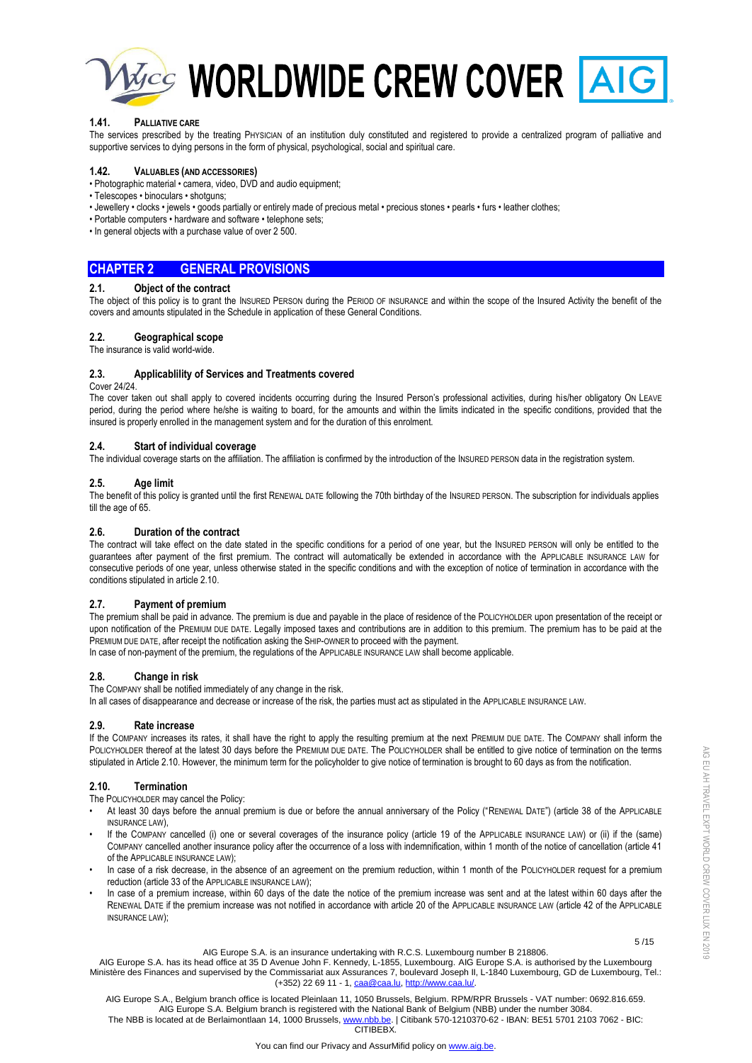### 1.41. Palliative care

The services prescribed by the treating PHYSICIAN of an institution duly constituted and registered to provide a centralized program of palliative and supportive services to dying persons in the form of physical, psychological, social and spiritual care.

### 1.42. Valuables (and accessories)

- Photographic material • camera, video, DVD and audio equipment;
- Telescopes • binoculars • shotguns;
- Jewellery • clocks • jewels • goods partially or entirely made of precious metal • precious stones • pearls • furs • leather clothes;
- Portable computers • hardware and software • telephone sets;
- In general objects with a purchase value of over 2 500.

## CHAPTER 2 GENERAL PROVISIONS

### 2.1. Object of the contract

The object of this policy is to grant the INSURED PERSON during the PERIOD OF INSURANCE and within the scope of the Insured Activity the benefit of the covers and amounts stipulated in the Schedule in application of these General Conditions.

### 2.2. Geographical scope

The insurance is valid world-wide.

### 2.3. Applicablility of Services and Treatments covered

Cover 24/24.

The cover taken out shall apply to covered incidents occurring during the Insured Person's professional activities, during his/her obligatory ON LEAVE period, during the period where he/she is waiting to board, for the amounts and within the limits indicated in the specific conditions, provided that the insured is properly enrolled in the management system and for the duration of this enrolment.

### 2.4. Start of individual coverage

The individual coverage starts on the affiliation. The affiliation is confirmed by the introduction of the INSURED PERSON data in the registration system.

### 2.5. Age limit

The benefit of this policy is granted until the first RENEWAL DATE following the 70th birthday of the INSURED PERSON. The subscription for individuals applies till the age of 65.

### 2.6. Duration of the contract

The contract will take effect on the date stated in the specific conditions for a period of one year, but the INSURED PERSON will only be entitled to the guarantees after payment of the first premium. The contract will automatically be extended in accordance with the APPLICABLE INSURANCE LAW for consecutive periods of one year, unless otherwise stated in the specific conditions and with the exception of notice of termination in accordance with the conditions stipulated in article 2.10.

### 2.7. Payment of premium

The premium shall be paid in advance. The premium is due and payable in the place of residence of the POLICYHOLDER upon presentation of the receipt or upon notification of the PREMIUM DUE DATE. Legally imposed taxes and contributions are in addition to this premium. The premium has to be paid at the PREMIUM DUE DATE, after receipt the notification asking the SHIP-OWNER to proceed with the payment.

In case of non-payment of the premium, the regulations of the APPLICABLE INSURANCE LAW shall become applicable.

### 2.8. Change in risk

The COMPANY shall be notified immediately of any change in the risk.

In all cases of disappearance and decrease or increase of the risk, the parties must act as stipulated in the APPLICABLE INSURANCE LAW.

### 2.9. Rate increase

If the COMPANY increases its rates, it shall have the right to apply the resulting premium at the next PREMIUM DUE DATE. The COMPANY shall inform the POLICYHOLDER thereof at the latest 30 days before the PREMIUM DUE DATE. The POLICYHOLDER shall be entitled to give notice of termination on the terms stipulated in Article 2.10. However, the minimum term for the policyholder to give notice of termination is brought to 60 days as from the notification.

### 2.10. Termination

The POLICYHOLDER may cancel the Policy:

- At least 30 days before the annual premium is due or before the annual anniversary of the Policy ("RENEWAL DATE") (article 38 of the APPLICABLE INSURANCE LAW),
- If the COMPANY cancelled (i) one or several coverages of the insurance policy (article 19 of the APPLICABLE INSURANCE LAW) or (ii) if the (same) COMPANY cancelled another insurance policy after the occurrence of a loss with indemnification, within 1 month of the notice of cancellation (article 41 of the APPLICABLE INSURANCE LAW);
- In case of a risk decrease, in the absence of an agreement on the premium reduction, within 1 month of the POLICYHOLDER request for a premium reduction (article 33 of the APPLICABLE INSURANCE LAW);
- In case of a premium increase, within 60 days of the date the notice of the premium increase was sent and at the latest within 60 days after the RENEWAL DATE if the premium increase was not notified in accordance with article 20 of the APPLICABLE INSURANCE LAW (article 42 of the APPLICABLE INSURANCE LAW);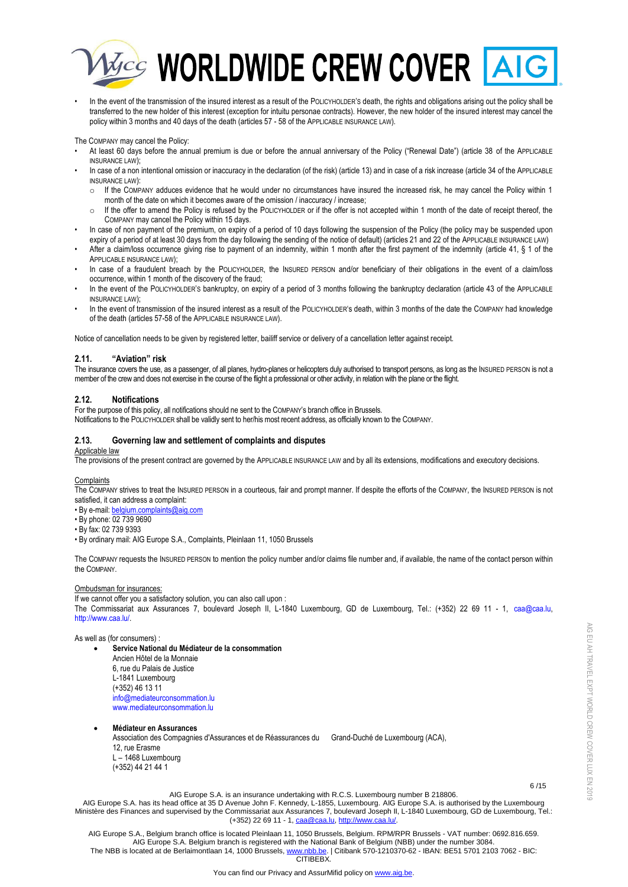- In the event of the transmission of the insured interest as a result of the POLICYHOLDER'S death, the rights and obligations arising out the policy shall be transferred to the new holder of this interest (exception for intuitu personae contracts). However, the new holder of the insured interest may cancel the policy within 3 months and 40 days of the death (articles 57 - 58 of the APPLICABLE INSURANCE LAW).

The COMPANY may cancel the Policy:

- At least 60 days before the annual premium is due or before the annual anniversary of the Policy ("Renewal Date") (article 38 of the APPLICABLE INSURANCE LAW);
- In case of a non intentional omission or inaccuracy in the declaration (of the risk) (article 13) and in case of a risk increase (article 34 of the APPLICABLE INSURANCE LAW):
    - If the COMPANY adduces evidence that he would under no circumstances have insured the increased risk, he may cancel the Policy within 1 month of the date on which it becomes aware of the omission / inaccuracy / increase;
    - If the offer to amend the Policy is refused by the POLICYHOLDER or if the offer is not accepted within 1 month of the date of receipt thereof, the COMPANY may cancel the Policy within 15 days.
- In case of non payment of the premium, on expiry of a period of 10 days following the suspension of the Policy (the policy may be suspended upon expiry of a period of at least 30 days from the day following the sending of the notice of default) (articles 21 and 22 of the APPLICABLE INSURANCE LAW)
- After a claim/loss occurrence giving rise to payment of an indemnity, within 1 month after the first payment of the indemnity (article 41, § 1 of the APPLICABLE INSURANCE LAW);
- In case of a fraudulent breach by the POLICYHOLDER, the INSURED PERSON and/or beneficiary of their obligations in the event of a claim/loss occurrence, within 1 month of the discovery of the fraud;
- In the event of the POLICYHOLDER'S bankruptcy, on expiry of a period of 3 months following the bankruptcy declaration (article 43 of the APPLICABLE INSURANCE LAW);
- In the event of transmission of the insured interest as a result of the POLICYHOLDER's death, within 3 months of the date the COMPANY had knowledge of the death (articles 57-58 of the APPLICABLE INSURANCE LAW).

Notice of cancellation needs to be given by registered letter, bailiff service or delivery of a cancellation letter against receipt.

### 2.11. "Aviation" risk

The insurance covers the use, as a passenger, of all planes, hydro-planes or helicopters duly authorised to transport persons, as long as the INSURED PERSON is not a member of the crew and does not exercise in the course of the flight a professional or other activity, in relation with the plane or the flight.

### 2.12. Notifications

For the purpose of this policy, all notifications should ne sent to the COMPANY's branch office in Brussels.
Notifications to the POLICYHOLDER shall be validly sent to her/his most recent address, as officially known to the COMPANY.

### 2.13. Governing law and settlement of complaints and disputes

Applicable law

The provisions of the present contract are governed by the APPLICABLE INSURANCE LAW and by all its extensions, modifications and executory decisions.

Complaints

The COMPANY strives to treat the INSURED PERSON in a courteous, fair and prompt manner. If despite the efforts of the COMPANY, the INSURED PERSON is not satisfied, it can address a complaint:

- By e-mail: belgium.complaints@aig.com
- By phone: 02 739 9690
- By fax: 02 739 9393
- By ordinary mail: AIG Europe S.A., Complaints, Pleinlaan 11, 1050 Brussels

The COMPANY requests the INSURED PERSON to mention the policy number and/or claims file number and, if available, the name of the contact person within the COMPANY.

Ombudsman for insurances:

If we cannot offer you a satisfactory solution, you can also call upon :
The Commissariat aux Assurances 7, boulevard Joseph II, L-1840 Luxembourg, GD de Luxembourg, Tel.: (+352) 22 69 11 - 1, caa@caa.lu, http://www.caa.lu/.

As well as (for consumers) :

- **Service National du Médiateur de la consommation**
  Ancien Hôtel de la Monnaie
  6, rue du Palais de Justice
  L-1841 Luxembourg
  (+352) 46 13 11
  info@mediateurconsommation.lu
  www.mediateurconsommation.lu

- **Médiateur en Assurances**
  Association des Compagnies d'Assurances et de Réassurances du Grand-Duché de Luxembourg (ACA),
  12, rue Erasme
  L – 1468 Luxembourg
  (+352) 44 21 44 1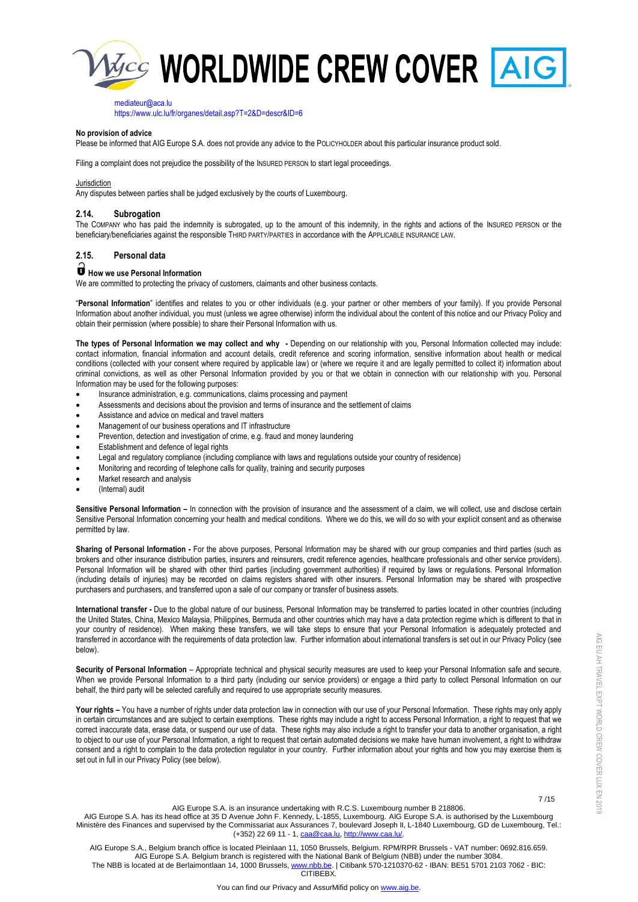mediateur@aca.lu
https://www.ulc.lu/fr/organes/detail.asp?T=2&D=descr&ID=6

**No provision of advice**

Please be informed that AIG Europe S.A. does not provide any advice to the POLICYHOLDER about this particular insurance product sold.

Filing a complaint does not prejudice the possibility of the INSURED PERSON to start legal proceedings.

Jurisdiction

Any disputes between parties shall be judged exclusively by the courts of Luxembourg.

### 2.14. Subrogation

The COMPANY who has paid the indemnity is subrogated, up to the amount of this indemnity, in the rights and actions of the INSURED PERSON or the beneficiary/beneficiaries against the responsible THIRD PARTY/PARTIES in accordance with the APPLICABLE INSURANCE LAW.

### 2.15. Personal data

**How we use Personal Information**

We are committed to protecting the privacy of customers, claimants and other business contacts.

"**Personal Information**" identifies and relates to you or other individuals (e.g. your partner or other members of your family). If you provide Personal Information about another individual, you must (unless we agree otherwise) inform the individual about the content of this notice and our Privacy Policy and obtain their permission (where possible) to share their Personal Information with us.

**The types of Personal Information we may collect and why -** Depending on our relationship with you, Personal Information collected may include: contact information, financial information and account details, credit reference and scoring information, sensitive information about health or medical conditions (collected with your consent where required by applicable law) or (where we require it and are legally permitted to collect it) information about criminal convictions, as well as other Personal Information provided by you or that we obtain in connection with our relationship with you. Personal Information may be used for the following purposes:

- Insurance administration, e.g. communications, claims processing and payment
- Assessments and decisions about the provision and terms of insurance and the settlement of claims
- Assistance and advice on medical and travel matters
- Management of our business operations and IT infrastructure
- Prevention, detection and investigation of crime, e.g. fraud and money laundering
- Establishment and defence of legal rights
- Legal and regulatory compliance (including compliance with laws and regulations outside your country of residence)
- Monitoring and recording of telephone calls for quality, training and security purposes
- Market research and analysis
- (Internal) audit

**Sensitive Personal Information –** In connection with the provision of insurance and the assessment of a claim, we will collect, use and disclose certain Sensitive Personal Information concerning your health and medical conditions. Where we do this, we will do so with your explicit consent and as otherwise permitted by law.

**Sharing of Personal Information -** For the above purposes, Personal Information may be shared with our group companies and third parties (such as brokers and other insurance distribution parties, insurers and reinsurers, credit reference agencies, healthcare professionals and other service providers). Personal Information will be shared with other third parties (including government authorities) if required by laws or regulations. Personal Information (including details of injuries) may be recorded on claims registers shared with other insurers. Personal Information may be shared with prospective purchasers and purchasers, and transferred upon a sale of our company or transfer of business assets.

**International transfer -** Due to the global nature of our business, Personal Information may be transferred to parties located in other countries (including the United States, China, Mexico Malaysia, Philippines, Bermuda and other countries which may have a data protection regime which is different to that in your country of residence). When making these transfers, we will take steps to ensure that your Personal Information is adequately protected and transferred in accordance with the requirements of data protection law. Further information about international transfers is set out in our Privacy Policy (see below).

**Security of Personal Information** – Appropriate technical and physical security measures are used to keep your Personal Information safe and secure. When we provide Personal Information to a third party (including our service providers) or engage a third party to collect Personal Information on our behalf, the third party will be selected carefully and required to use appropriate security measures.

**Your rights –** You have a number of rights under data protection law in connection with our use of your Personal Information. These rights may only apply in certain circumstances and are subject to certain exemptions. These rights may include a right to access Personal Information, a right to request that we correct inaccurate data, erase data, or suspend our use of data. These rights may also include a right to transfer your data to another organisation, a right to object to our use of your Personal Information, a right to request that certain automated decisions we make have human involvement, a right to withdraw consent and a right to complain to the data protection regulator in your country. Further information about your rights and how you may exercise them is set out in full in our Privacy Policy (see below).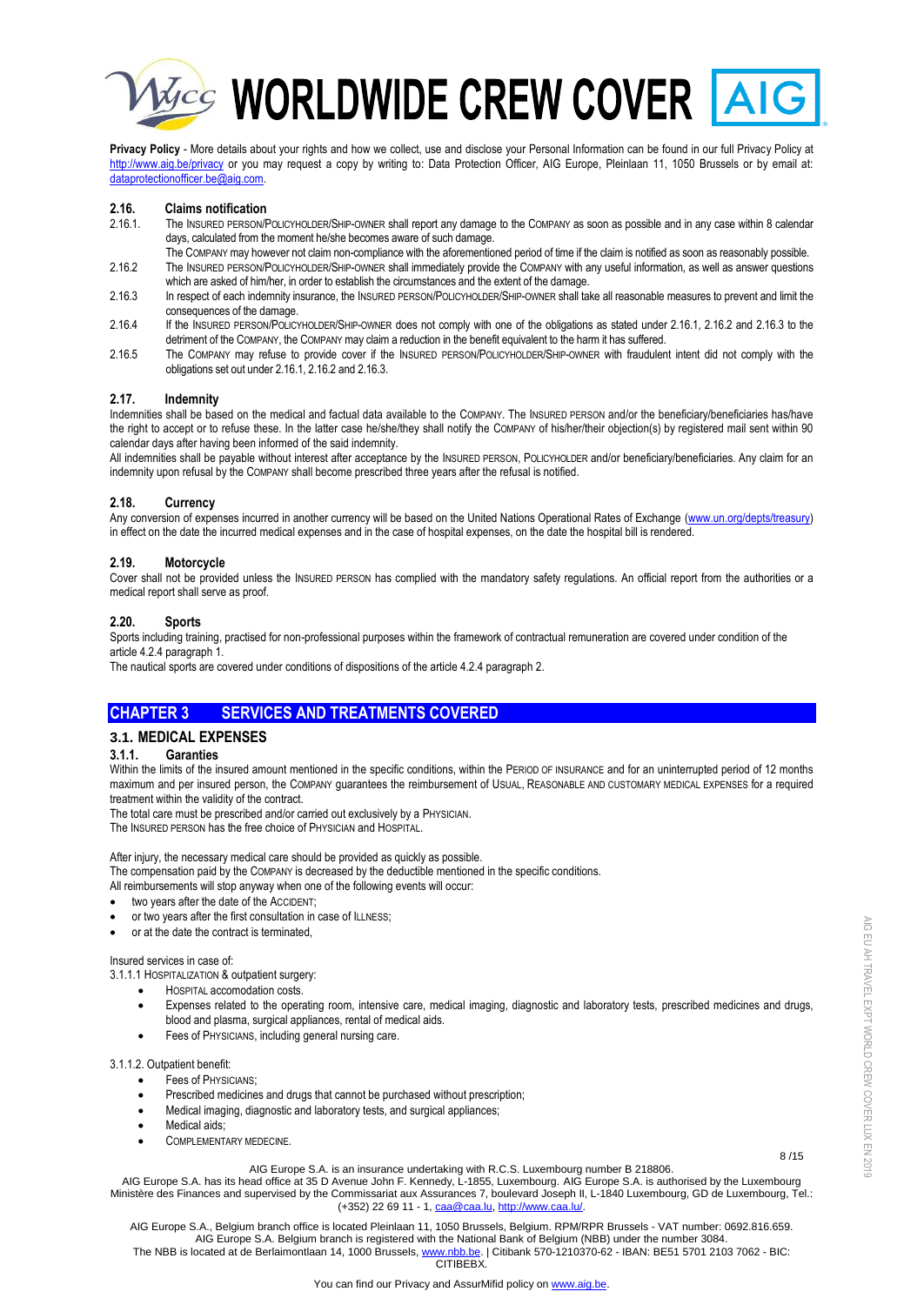**Privacy Policy** - More details about your rights and how we collect, use and disclose your Personal Information can be found in our full Privacy Policy at http://www.aig.be/privacy or you may request a copy by writing to: Data Protection Officer, AIG Europe, Pleinlaan 11, 1050 Brussels or by email at: dataprotectionofficer.be@aig.com.

### 2.16. Claims notification

2.16.1. The INSURED PERSON/POLICYHOLDER/SHIP-OWNER shall report any damage to the COMPANY as soon as possible and in any case within 8 calendar days, calculated from the moment he/she becomes aware of such damage.
The COMPANY may however not claim non-compliance with the aforementioned period of time if the claim is notified as soon as reasonably possible.

2.16.2 The INSURED PERSON/POLICYHOLDER/SHIP-OWNER shall immediately provide the COMPANY with any useful information, as well as answer questions which are asked of him/her, in order to establish the circumstances and the extent of the damage.

2.16.3 In respect of each indemnity insurance, the INSURED PERSON/POLICYHOLDER/SHIP-OWNER shall take all reasonable measures to prevent and limit the consequences of the damage.

2.16.4 If the INSURED PERSON/POLICYHOLDER/SHIP-OWNER does not comply with one of the obligations as stated under 2.16.1, 2.16.2 and 2.16.3 to the detriment of the COMPANY, the COMPANY may claim a reduction in the benefit equivalent to the harm it has suffered.

2.16.5 The COMPANY may refuse to provide cover if the INSURED PERSON/POLICYHOLDER/SHIP-OWNER with fraudulent intent did not comply with the obligations set out under 2.16.1, 2.16.2 and 2.16.3.

### 2.17. Indemnity

Indemnities shall be based on the medical and factual data available to the COMPANY. The INSURED PERSON and/or the beneficiary/beneficiaries has/have the right to accept or to refuse these. In the latter case he/she/they shall notify the COMPANY of his/her/their objection(s) by registered mail sent within 90 calendar days after having been informed of the said indemnity.

All indemnities shall be payable without interest after acceptance by the INSURED PERSON, POLICYHOLDER and/or beneficiary/beneficiaries. Any claim for an indemnity upon refusal by the COMPANY shall become prescribed three years after the refusal is notified.

### 2.18. Currency

Any conversion of expenses incurred in another currency will be based on the United Nations Operational Rates of Exchange (www.un.org/depts/treasury) in effect on the date the incurred medical expenses and in the case of hospital expenses, on the date the hospital bill is rendered.

### 2.19. Motorcycle

Cover shall not be provided unless the INSURED PERSON has complied with the mandatory safety regulations. An official report from the authorities or a medical report shall serve as proof.

### 2.20. Sports

Sports including training, practised for non-professional purposes within the framework of contractual remuneration are covered under condition of the article 4.2.4 paragraph 1.

The nautical sports are covered under conditions of dispositions of the article 4.2.4 paragraph 2.

## CHAPTER 3 SERVICES AND TREATMENTS COVERED

### 3.1. MEDICAL EXPENSES

#### 3.1.1. Garanties

Within the limits of the insured amount mentioned in the specific conditions, within the PERIOD OF INSURANCE and for an uninterrupted period of 12 months maximum and per insured person, the COMPANY guarantees the reimbursement of USUAL, REASONABLE AND CUSTOMARY MEDICAL EXPENSES for a required treatment within the validity of the contract.

The total care must be prescribed and/or carried out exclusively by a PHYSICIAN.

The INSURED PERSON has the free choice of PHYSICIAN and HOSPITAL.

After injury, the necessary medical care should be provided as quickly as possible.

The compensation paid by the COMPANY is decreased by the deductible mentioned in the specific conditions.

All reimbursements will stop anyway when one of the following events will occur:

- two years after the date of the ACCIDENT;
- or two years after the first consultation in case of ILLNESS;
- or at the date the contract is terminated,

Insured services in case of:

3.1.1.1 HOSPITALIZATION & outpatient surgery:

- HOSPITAL accomodation costs.
- Expenses related to the operating room, intensive care, medical imaging, diagnostic and laboratory tests, prescribed medicines and drugs, blood and plasma, surgical appliances, rental of medical aids.
- Fees of PHYSICIANS, including general nursing care.

3.1.1.2. Outpatient benefit:

- Fees of PHYSICIANS;
- Prescribed medicines and drugs that cannot be purchased without prescription;
- Medical imaging, diagnostic and laboratory tests, and surgical appliances;
- Medical aids;
- COMPLEMENTARY MEDECINE.

AIG Europe S.A. is an insurance undertaking with R.C.S. Luxembourg number B 218806.
AIG Europe S.A. has its head office at 35 D Avenue John F. Kennedy, L-1855, Luxembourg. AIG Europe S.A. is authorised by the Luxembourg Ministère des Finances and supervised by the Commissariat aux Assurances 7, boulevard Joseph II, L-1840 Luxembourg, GD de Luxembourg, Tel.: (+352) 22 69 11 - 1, caa@caa.lu, http://www.caa.lu/.

AIG Europe S.A., Belgium branch office is located Pleinlaan 11, 1050 Brussels, Belgium. RPM/RPR Brussels - VAT number: 0692.816.659. AIG Europe S.A. Belgium branch is registered with the National Bank of Belgium (NBB) under the number 3084.
The NBB is located at de Berlaimontlaan 14, 1000 Brussels, www.nbb.be. | Citibank 570-1210370-62 - IBAN: BE51 5701 2103 7062 - BIC: CITIBEBX.

You can find our Privacy and AssurMifid policy on www.aig.be.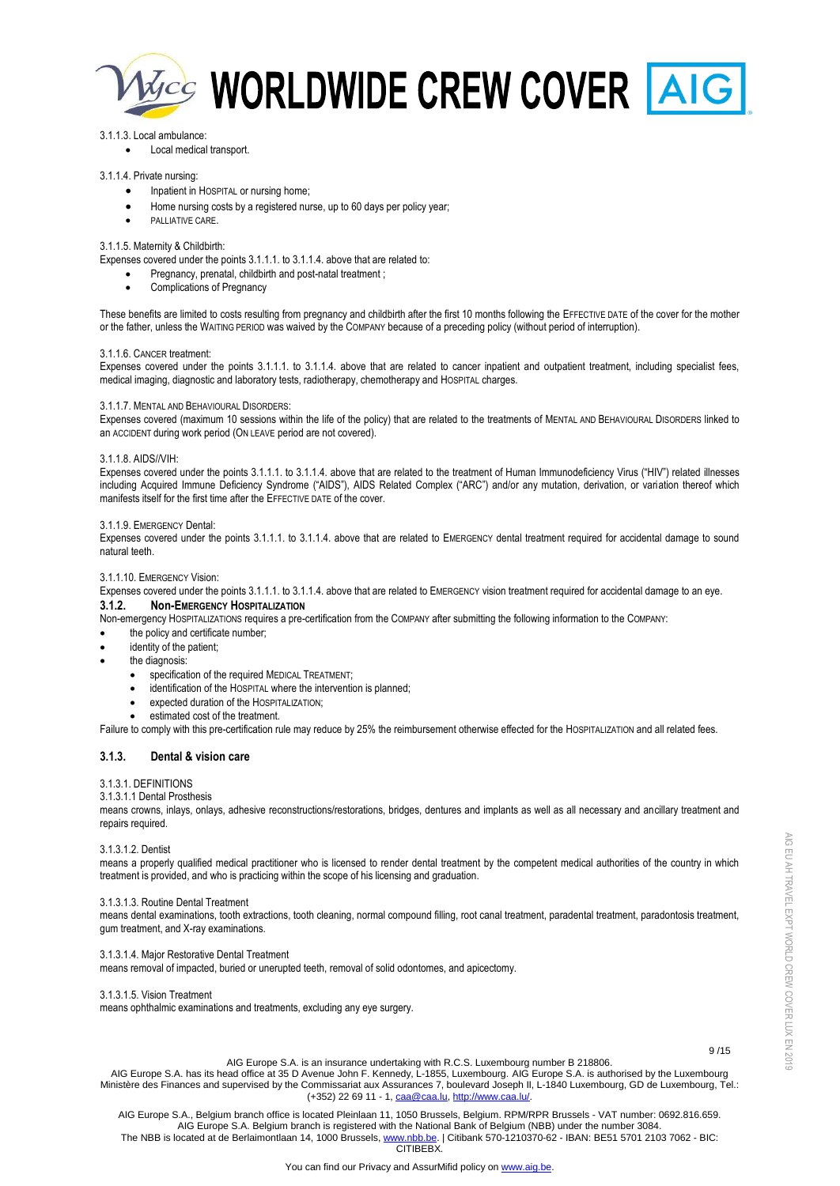3.1.1.3. Local ambulance:

- Local medical transport.

3.1.1.4. Private nursing:

- Inpatient in HOSPITAL or nursing home;
- Home nursing costs by a registered nurse, up to 60 days per policy year;
- PALLIATIVE CARE.

3.1.1.5. Maternity & Childbirth:

Expenses covered under the points 3.1.1.1. to 3.1.1.4. above that are related to:

- Pregnancy, prenatal, childbirth and post-natal treatment ;
- Complications of Pregnancy

These benefits are limited to costs resulting from pregnancy and childbirth after the first 10 months following the EFFECTIVE DATE of the cover for the mother or the father, unless the WAITING PERIOD was waived by the COMPANY because of a preceding policy (without period of interruption).

3.1.1.6. CANCER treatment:

Expenses covered under the points 3.1.1.1. to 3.1.1.4. above that are related to cancer inpatient and outpatient treatment, including specialist fees, medical imaging, diagnostic and laboratory tests, radiotherapy, chemotherapy and HOSPITAL charges.

3.1.1.7. MENTAL AND BEHAVIOURAL DISORDERS:

Expenses covered (maximum 10 sessions within the life of the policy) that are related to the treatments of MENTAL AND BEHAVIOURAL DISORDERS linked to an ACCIDENT during work period (ON LEAVE period are not covered).

3.1.1.8. AIDS//VIH:

Expenses covered under the points 3.1.1.1. to 3.1.1.4. above that are related to the treatment of Human Immunodeficiency Virus ("HIV") related illnesses including Acquired Immune Deficiency Syndrome ("AIDS"), AIDS Related Complex ("ARC") and/or any mutation, derivation, or variation thereof which manifests itself for the first time after the EFFECTIVE DATE of the cover.

3.1.1.9. EMERGENCY Dental:

Expenses covered under the points 3.1.1.1. to 3.1.1.4. above that are related to EMERGENCY dental treatment required for accidental damage to sound natural teeth.

3.1.1.10. EMERGENCY Vision:

Expenses covered under the points 3.1.1.1. to 3.1.1.4. above that are related to EMERGENCY vision treatment required for accidental damage to an eye.

### 3.1.2. Non-EMERGENCY HOSPITALIZATION

Non-emergency HOSPITALIZATIONS requires a pre-certification from the COMPANY after submitting the following information to the COMPANY:

- the policy and certificate number;
- identity of the patient;
- the diagnosis:
  - specification of the required MEDICAL TREATMENT;
  - identification of the HOSPITAL where the intervention is planned;
  - expected duration of the HOSPITALIZATION;
  - estimated cost of the treatment.

Failure to comply with this pre-certification rule may reduce by 25% the reimbursement otherwise effected for the HOSPITALIZATION and all related fees.

### 3.1.3. Dental & vision care

3.1.3.1. DEFINITIONS

3.1.3.1.1 Dental Prosthesis

means crowns, inlays, onlays, adhesive reconstructions/restorations, bridges, dentures and implants as well as all necessary and ancillary treatment and repairs required.

3.1.3.1.2. Dentist

means a properly qualified medical practitioner who is licensed to render dental treatment by the competent medical authorities of the country in which treatment is provided, and who is practicing within the scope of his licensing and graduation.

3.1.3.1.3. Routine Dental Treatment

means dental examinations, tooth extractions, tooth cleaning, normal compound filling, root canal treatment, paradental treatment, paradontosis treatment, gum treatment, and X-ray examinations.

3.1.3.1.4. Major Restorative Dental Treatment

means removal of impacted, buried or unerupted teeth, removal of solid odontomes, and apicectomy.

3.1.3.1.5. Vision Treatment

means ophthalmic examinations and treatments, excluding any eye surgery.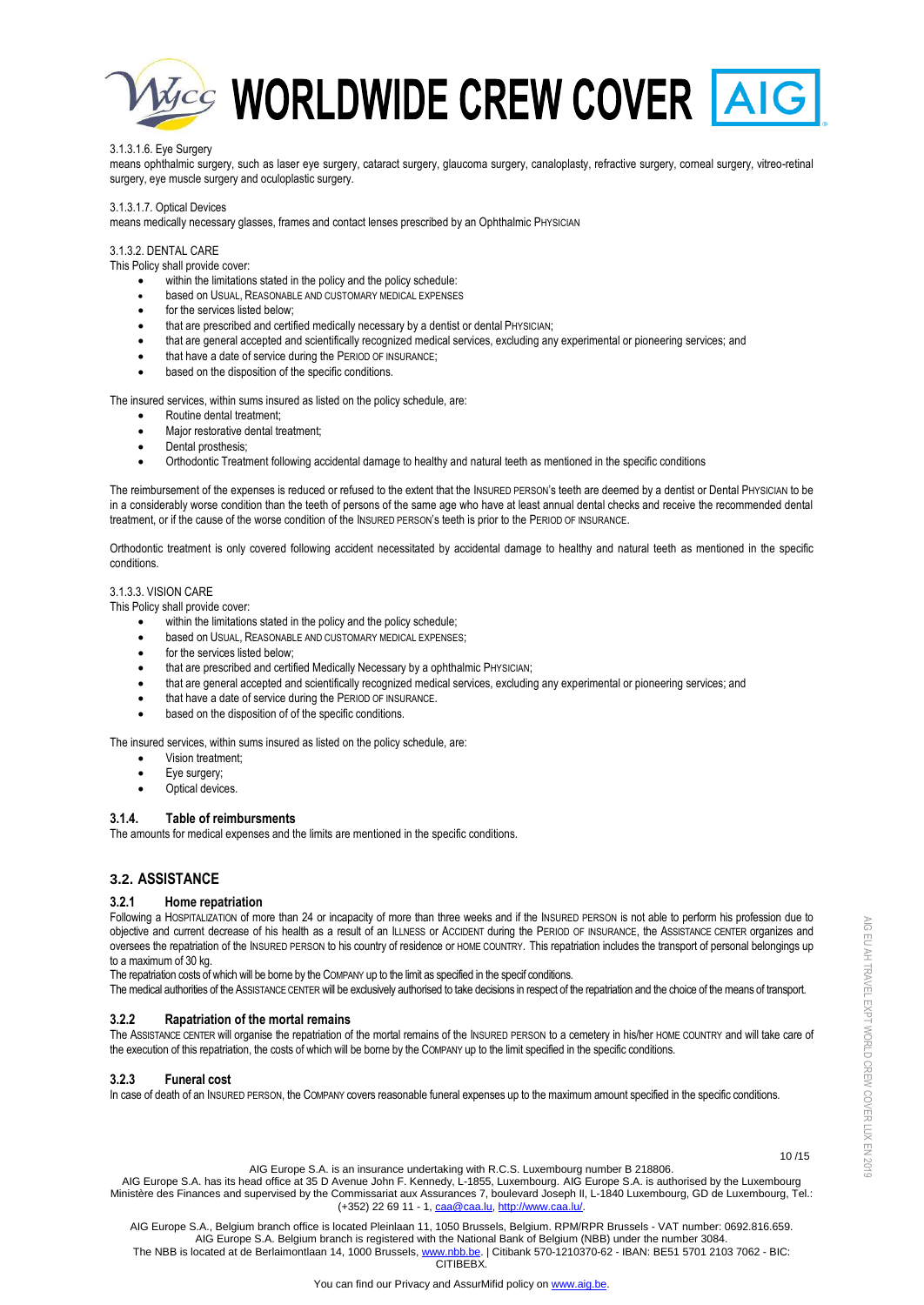3.1.3.1.6. Eye Surgery

means ophthalmic surgery, such as laser eye surgery, cataract surgery, glaucoma surgery, canaloplasty, refractive surgery, corneal surgery, vitreo-retinal surgery, eye muscle surgery and oculoplastic surgery.

3.1.3.1.7. Optical Devices

means medically necessary glasses, frames and contact lenses prescribed by an Ophthalmic PHYSICIAN

3.1.3.2. DENTAL CARE

This Policy shall provide cover:

- within the limitations stated in the policy and the policy schedule:
- based on USUAL, REASONABLE AND CUSTOMARY MEDICAL EXPENSES
- for the services listed below;
- that are prescribed and certified medically necessary by a dentist or dental PHYSICIAN;
- that are general accepted and scientifically recognized medical services, excluding any experimental or pioneering services; and
- that have a date of service during the PERIOD OF INSURANCE;
- based on the disposition of the specific conditions.

The insured services, within sums insured as listed on the policy schedule, are:

- Routine dental treatment;
- Major restorative dental treatment;
- Dental prosthesis;
- Orthodontic Treatment following accidental damage to healthy and natural teeth as mentioned in the specific conditions

The reimbursement of the expenses is reduced or refused to the extent that the INSURED PERSON's teeth are deemed by a dentist or Dental PHYSICIAN to be in a considerably worse condition than the teeth of persons of the same age who have at least annual dental checks and receive the recommended dental treatment, or if the cause of the worse condition of the INSURED PERSON's teeth is prior to the PERIOD OF INSURANCE.

Orthodontic treatment is only covered following accident necessitated by accidental damage to healthy and natural teeth as mentioned in the specific conditions.

3.1.3.3. VISION CARE

This Policy shall provide cover:

- within the limitations stated in the policy and the policy schedule;
- based on USUAL, REASONABLE AND CUSTOMARY MEDICAL EXPENSES;
- for the services listed below;
- that are prescribed and certified Medically Necessary by a ophthalmic PHYSICIAN;
- that are general accepted and scientifically recognized medical services, excluding any experimental or pioneering services; and
- that have a date of service during the PERIOD OF INSURANCE.
- based on the disposition of of the specific conditions.

The insured services, within sums insured as listed on the policy schedule, are:

- Vision treatment;
- Eye surgery;
- Optical devices.

### 3.1.4. Table of reimbursments

The amounts for medical expenses and the limits are mentioned in the specific conditions.

## 3.2. ASSISTANCE

### 3.2.1 Home repatriation

Following a HOSPITALIZATION of more than 24 or incapacity of more than three weeks and if the INSURED PERSON is not able to perform his profession due to objective and current decrease of his health as a result of an ILLNESS or ACCIDENT during the PERIOD OF INSURANCE, the ASSISTANCE CENTER organizes and oversees the repatriation of the INSURED PERSON to his country of residence or HOME COUNTRY. This repatriation includes the transport of personal belongings up to a maximum of 30 kg.

The repatriation costs of which will be borne by the COMPANY up to the limit as specified in the specif conditions.

The medical authorities of the ASSISTANCE CENTER will be exclusively authorised to take decisions in respect of the repatriation and the choice of the means of transport.

### 3.2.2 Rapatriation of the mortal remains

The ASSISTANCE CENTER will organise the repatriation of the mortal remains of the INSURED PERSON to a cemetery in his/her HOME COUNTRY and will take care of the execution of this repatriation, the costs of which will be borne by the COMPANY up to the limit specified in the specific conditions.

### 3.2.3 Funeral cost

In case of death of an INSURED PERSON, the COMPANY covers reasonable funeral expenses up to the maximum amount specified in the specific conditions.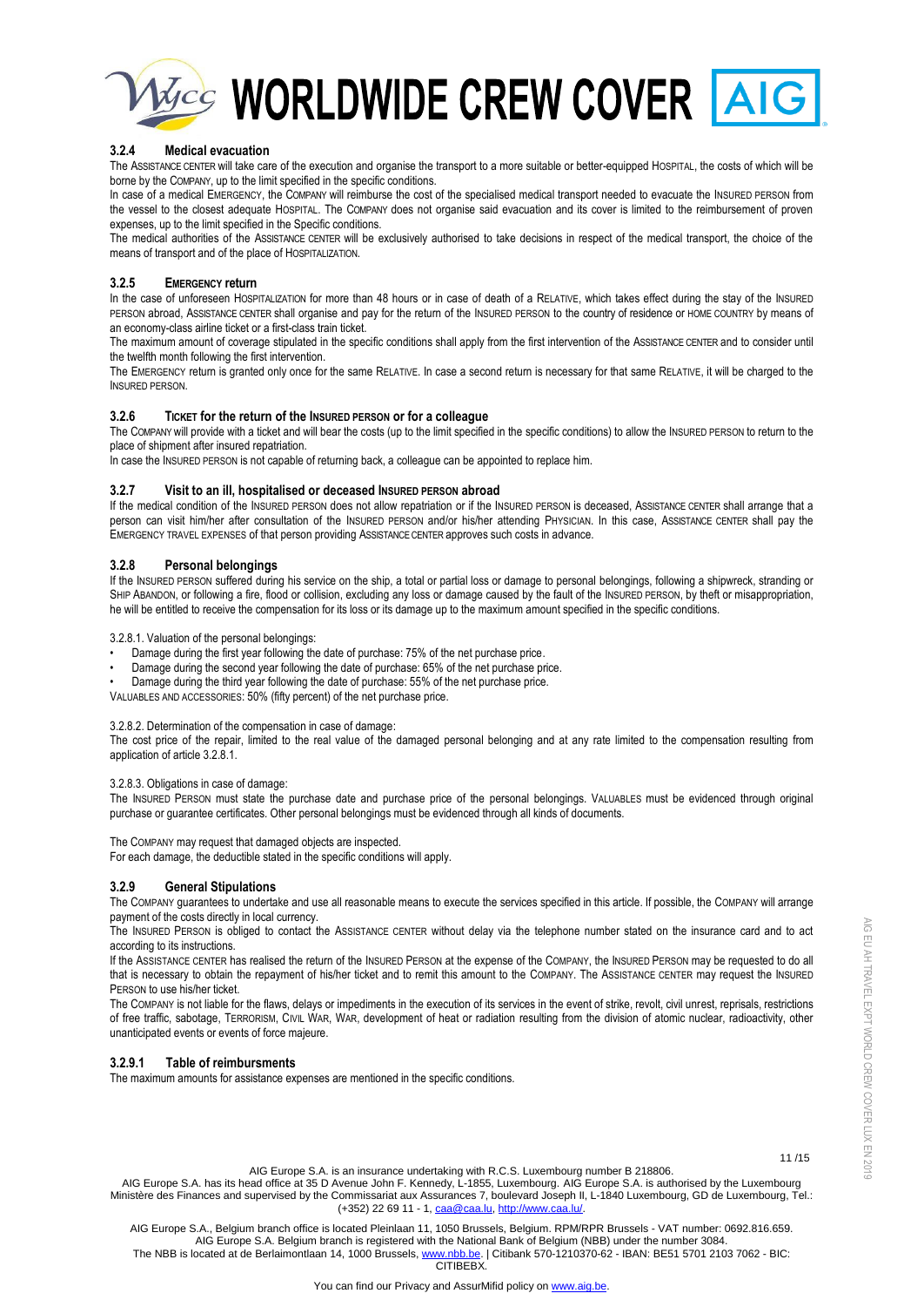### 3.2.4 Medical evacuation

The ASSISTANCE CENTER will take care of the execution and organise the transport to a more suitable or better-equipped HOSPITAL, the costs of which will be borne by the COMPANY, up to the limit specified in the specific conditions.

In case of a medical EMERGENCY, the COMPANY will reimburse the cost of the specialised medical transport needed to evacuate the INSURED PERSON from the vessel to the closest adequate HOSPITAL. The COMPANY does not organise said evacuation and its cover is limited to the reimbursement of proven expenses, up to the limit specified in the Specific conditions.

The medical authorities of the ASSISTANCE CENTER will be exclusively authorised to take decisions in respect of the medical transport, the choice of the means of transport and of the place of HOSPITALIZATION.

### 3.2.5 EMERGENCY return

In the case of unforeseen HOSPITALIZATION for more than 48 hours or in case of death of a RELATIVE, which takes effect during the stay of the INSURED PERSON abroad, ASSISTANCE CENTER shall organise and pay for the return of the INSURED PERSON to the country of residence or HOME COUNTRY by means of an economy-class airline ticket or a first-class train ticket.

The maximum amount of coverage stipulated in the specific conditions shall apply from the first intervention of the ASSISTANCE CENTER and to consider until the twelfth month following the first intervention.

The EMERGENCY return is granted only once for the same RELATIVE. In case a second return is necessary for that same RELATIVE, it will be charged to the INSURED PERSON.

### 3.2.6 TICKET for the return of the INSURED PERSON or for a colleague

The COMPANY will provide with a ticket and will bear the costs (up to the limit specified in the specific conditions) to allow the INSURED PERSON to return to the place of shipment after insured repatriation.

In case the INSURED PERSON is not capable of returning back, a colleague can be appointed to replace him.

### 3.2.7 Visit to an ill, hospitalised or deceased INSURED PERSON abroad

If the medical condition of the INSURED PERSON does not allow repatriation or if the INSURED PERSON is deceased, ASSISTANCE CENTER shall arrange that a person can visit him/her after consultation of the INSURED PERSON and/or his/her attending PHYSICIAN. In this case, ASSISTANCE CENTER shall pay the EMERGENCY TRAVEL EXPENSES of that person providing ASSISTANCE CENTER approves such costs in advance.

### 3.2.8 Personal belongings

If the INSURED PERSON suffered during his service on the ship, a total or partial loss or damage to personal belongings, following a shipwreck, stranding or SHIP ABANDON, or following a fire, flood or collision, excluding any loss or damage caused by the fault of the INSURED PERSON, by theft or misappropriation, he will be entitled to receive the compensation for its loss or its damage up to the maximum amount specified in the specific conditions.

3.2.8.1. Valuation of the personal belongings:

- Damage during the first year following the date of purchase: 75% of the net purchase price.
- Damage during the second year following the date of purchase: 65% of the net purchase price.
- Damage during the third year following the date of purchase: 55% of the net purchase price.

VALUABLES AND ACCESSORIES: 50% (fifty percent) of the net purchase price.

3.2.8.2. Determination of the compensation in case of damage:

The cost price of the repair, limited to the real value of the damaged personal belonging and at any rate limited to the compensation resulting from application of article 3.2.8.1.

3.2.8.3. Obligations in case of damage:

The INSURED PERSON must state the purchase date and purchase price of the personal belongings. VALUABLES must be evidenced through original purchase or guarantee certificates. Other personal belongings must be evidenced through all kinds of documents.

The COMPANY may request that damaged objects are inspected.

For each damage, the deductible stated in the specific conditions will apply.

### 3.2.9 General Stipulations

The COMPANY guarantees to undertake and use all reasonable means to execute the services specified in this article. If possible, the COMPANY will arrange payment of the costs directly in local currency.

The INSURED PERSON is obliged to contact the ASSISTANCE CENTER without delay via the telephone number stated on the insurance card and to act according to its instructions.

If the ASSISTANCE CENTER has realised the return of the INSURED PERSON at the expense of the COMPANY, the INSURED PERSON may be requested to do all that is necessary to obtain the repayment of his/her ticket and to remit this amount to the COMPANY. The ASSISTANCE CENTER may request the INSURED PERSON to use his/her ticket.

The COMPANY is not liable for the flaws, delays or impediments in the execution of its services in the event of strike, revolt, civil unrest, reprisals, restrictions of free traffic, sabotage, TERRORISM, CIVIL WAR, WAR, development of heat or radiation resulting from the division of atomic nuclear, radioactivity, other unanticipated events or events of force majeure.

#### 3.2.9.1 Table of reimbursments

The maximum amounts for assistance expenses are mentioned in the specific conditions.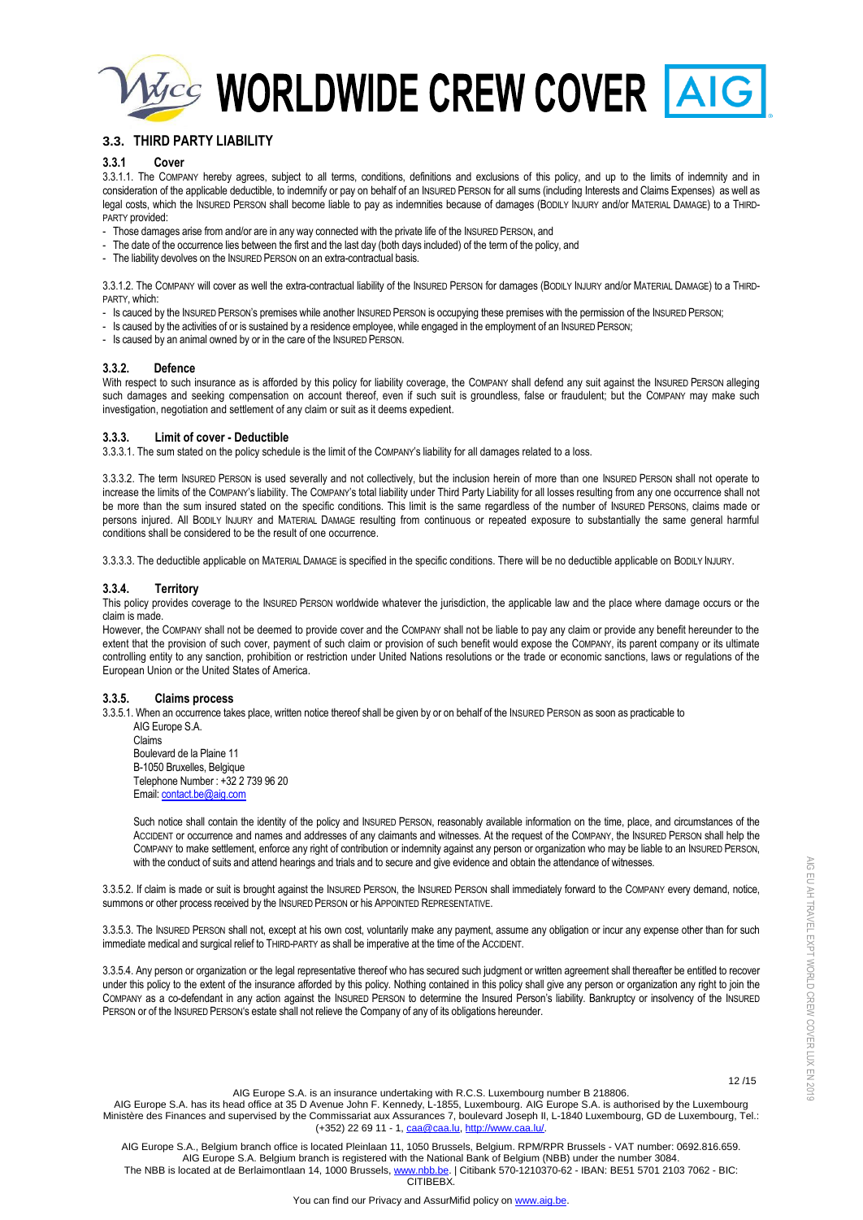## 3.3. THIRD PARTY LIABILITY

### 3.3.1 Cover

3.3.1.1. The COMPANY hereby agrees, subject to all terms, conditions, definitions and exclusions of this policy, and up to the limits of indemnity and in consideration of the applicable deductible, to indemnify or pay on behalf of an INSURED PERSON for all sums (including Interests and Claims Expenses) as well as legal costs, which the INSURED PERSON shall become liable to pay as indemnities because of damages (BODILY INJURY and/or MATERIAL DAMAGE) to a THIRD-PARTY provided:

- Those damages arise from and/or are in any way connected with the private life of the INSURED PERSON, and
- The date of the occurrence lies between the first and the last day (both days included) of the term of the policy, and
- The liability devolves on the INSURED PERSON on an extra-contractual basis.

3.3.1.2. The COMPANY will cover as well the extra-contractual liability of the INSURED PERSON for damages (BODILY INJURY and/or MATERIAL DAMAGE) to a THIRD-PARTY, which:

- Is cauced by the INSURED PERSON's premises while another INSURED PERSON is occupying these premises with the permission of the INSURED PERSON;
- Is caused by the activities of or is sustained by a residence employee, while engaged in the employment of an INSURED PERSON;
- Is caused by an animal owned by or in the care of the INSURED PERSON.

### 3.3.2. Defence

With respect to such insurance as is afforded by this policy for liability coverage, the COMPANY shall defend any suit against the INSURED PERSON alleging such damages and seeking compensation on account thereof, even if such suit is groundless, false or fraudulent; but the COMPANY may make such investigation, negotiation and settlement of any claim or suit as it deems expedient.

### 3.3.3. Limit of cover - Deductible

3.3.3.1. The sum stated on the policy schedule is the limit of the COMPANY's liability for all damages related to a loss.

3.3.3.2. The term INSURED PERSON is used severally and not collectively, but the inclusion herein of more than one INSURED PERSON shall not operate to increase the limits of the COMPANY's liability. The COMPANY's total liability under Third Party Liability for all losses resulting from any one occurrence shall not be more than the sum insured stated on the specific conditions. This limit is the same regardless of the number of INSURED PERSONS, claims made or persons injured. All BODILY INJURY and MATERIAL DAMAGE resulting from continuous or repeated exposure to substantially the same general harmful conditions shall be considered to be the result of one occurrence.

3.3.3.3. The deductible applicable on MATERIAL DAMAGE is specified in the specific conditions. There will be no deductible applicable on BODILY INJURY.

### 3.3.4. Territory

This policy provides coverage to the INSURED PERSON worldwide whatever the jurisdiction, the applicable law and the place where damage occurs or the claim is made.

However, the COMPANY shall not be deemed to provide cover and the COMPANY shall not be liable to pay any claim or provide any benefit hereunder to the extent that the provision of such cover, payment of such claim or provision of such benefit would expose the COMPANY, its parent company or its ultimate controlling entity to any sanction, prohibition or restriction under United Nations resolutions or the trade or economic sanctions, laws or regulations of the European Union or the United States of America.

### 3.3.5. Claims process

3.3.5.1. When an occurrence takes place, written notice thereof shall be given by or on behalf of the INSURED PERSON as soon as practicable to

AIG Europe S.A.
Claims
Boulevard de la Plaine 11
B-1050 Bruxelles, Belgique
Telephone Number : +32 2 739 96 20
Email: contact.be@aig.com

Such notice shall contain the identity of the policy and INSURED PERSON, reasonably available information on the time, place, and circumstances of the ACCIDENT or occurrence and names and addresses of any claimants and witnesses. At the request of the COMPANY, the INSURED PERSON shall help the COMPANY to make settlement, enforce any right of contribution or indemnity against any person or organization who may be liable to an INSURED PERSON, with the conduct of suits and attend hearings and trials and to secure and give evidence and obtain the attendance of witnesses.

3.3.5.2. If claim is made or suit is brought against the INSURED PERSON, the INSURED PERSON shall immediately forward to the COMPANY every demand, notice, summons or other process received by the INSURED PERSON or his APPOINTED REPRESENTATIVE.

3.3.5.3. The INSURED PERSON shall not, except at his own cost, voluntarily make any payment, assume any obligation or incur any expense other than for such immediate medical and surgical relief to THIRD-PARTY as shall be imperative at the time of the ACCIDENT.

3.3.5.4. Any person or organization or the legal representative thereof who has secured such judgment or written agreement shall thereafter be entitled to recover under this policy to the extent of the insurance afforded by this policy. Nothing contained in this policy shall give any person or organization any right to join the COMPANY as a co-defendant in any action against the INSURED PERSON to determine the Insured Person's liability. Bankruptcy or insolvency of the INSURED PERSON or of the INSURED PERSON's estate shall not relieve the Company of any of its obligations hereunder.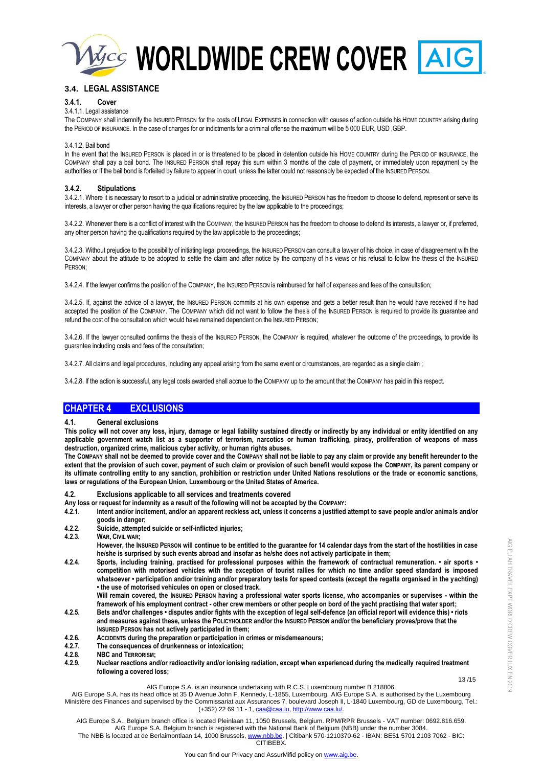## 3.4. LEGAL ASSISTANCE

### 3.4.1. Cover

3.4.1.1. Legal assistance

The COMPANY shall indemnify the INSURED PERSON for the costs of LEGAL EXPENSES in connection with causes of action outside his HOME COUNTRY arising during the PERIOD OF INSURANCE. In the case of charges for or indictments for a criminal offense the maximum will be 5 000 EUR, USD ,GBP.

3.4.1.2. Bail bond

In the event that the INSURED PERSON is placed in or is threatened to be placed in detention outside his HOME COUNTRY during the PERIOD OF INSURANCE, the COMPANY shall pay a bail bond. The INSURED PERSON shall repay this sum within 3 months of the date of payment, or immediately upon repayment by the authorities or if the bail bond is forfeited by failure to appear in court, unless the latter could not reasonably be expected of the INSURED PERSON.

### 3.4.2. Stipulations

3.4.2.1. Where it is necessary to resort to a judicial or administrative proceeding, the INSURED PERSON has the freedom to choose to defend, represent or serve its interests, a lawyer or other person having the qualifications required by the law applicable to the proceedings;

3.4.2.2. Whenever there is a conflict of interest with the COMPANY, the INSURED PERSON has the freedom to choose to defend its interests, a lawyer or, if preferred, any other person having the qualifications required by the law applicable to the proceedings;

3.4.2.3. Without prejudice to the possibility of initiating legal proceedings, the INSURED PERSON can consult a lawyer of his choice, in case of disagreement with the COMPANY about the attitude to be adopted to settle the claim and after notice by the company of his views or his refusal to follow the thesis of the INSURED PERSON;

3.4.2.4. If the lawyer confirms the position of the COMPANY, the INSURED PERSON is reimbursed for half of expenses and fees of the consultation;

3.4.2.5. If, against the advice of a lawyer, the INSURED PERSON commits at his own expense and gets a better result than he would have received if he had accepted the position of the COMPANY. The COMPANY which did not want to follow the thesis of the INSURED PERSON is required to provide its guarantee and refund the cost of the consultation which would have remained dependent on the INSURED PERSON;

3.4.2.6. If the lawyer consulted confirms the thesis of the INSURED PERSON, the COMPANY is required, whatever the outcome of the proceedings, to provide its guarantee including costs and fees of the consultation;

3.4.2.7. All claims and legal procedures, including any appeal arising from the same event or circumstances, are regarded as a single claim ;

3.4.2.8. If the action is successful, any legal costs awarded shall accrue to the COMPANY up to the amount that the COMPANY has paid in this respect.

# CHAPTER 4 EXCLUSIONS

### 4.1. General exclusions

**This policy will not cover any loss, injury, damage or legal liability sustained directly or indirectly by any individual or entity identified on any applicable government watch list as a supporter of terrorism, narcotics or human trafficking, piracy, proliferation of weapons of mass destruction, organized crime, malicious cyber activity, or human rights abuses.**

**The COMPANY shall not be deemed to provide cover and the COMPANY shall not be liable to pay any claim or provide any benefit hereunder to the extent that the provision of such cover, payment of such claim or provision of such benefit would expose the COMPANY, its parent company or its ultimate controlling entity to any sanction, prohibition or restriction under United Nations resolutions or the trade or economic sanctions, laws or regulations of the European Union, Luxembourg or the United States of America.**

### 4.2. Exclusions applicable to all services and treatments covered

**Any loss or request for indemnity as a result of the following will not be accepted by the COMPANY:**

**4.2.1.** **Intent and/or incitement, and/or an apparent reckless act, unless it concerns a justified attempt to save people and/or animals and/or goods in danger;**

**4.2.2.** **Suicide, attempted suicide or self-inflicted injuries;**

**4.2.3.** **WAR, CIVIL WAR;**

**However, the INSURED PERSON will continue to be entitled to the guarantee for 14 calendar days from the start of the hostilities in case he/she is surprised by such events abroad and insofar as he/she does not actively participate in them;**

**4.2.4.** **Sports, including training, practised for professional purposes within the framework of contractual remuneration. • air sports • competition with motorised vehicles with the exception of tourist rallies for which no time and/or speed standard is imposed whatsoever • participation and/or training and/or preparatory tests for speed contests (except the regatta organised in the yachting) • the use of motorised vehicules on open or closed track.**

**Will remain covered, the INSURED PERSON having a professional water sports license, who accompanies or supervises - within the framework of his employment contract - other crew members or other people on bord of the yacht practising that water sport;**

**4.2.5.** **Bets and/or challenges • disputes and/or fights with the exception of legal self-defence (an official report will evidence this) • riots and measures against these, unless the POLICYHOLDER and/or the INSURED PERSON and/or the beneficiary proves/prove that the INSURED PERSON has not actively participated in them;**

**4.2.6.** **ACCIDENTS during the preparation or participation in crimes or misdemeanours;**

**4.2.7.** **The consequences of drunkenness or intoxication;**

**4.2.8.** **NBC and TERRORISM;**

**4.2.9.** **Nuclear reactions and/or radioactivity and/or ionising radiation, except when experienced during the medically required treatment following a covered loss;**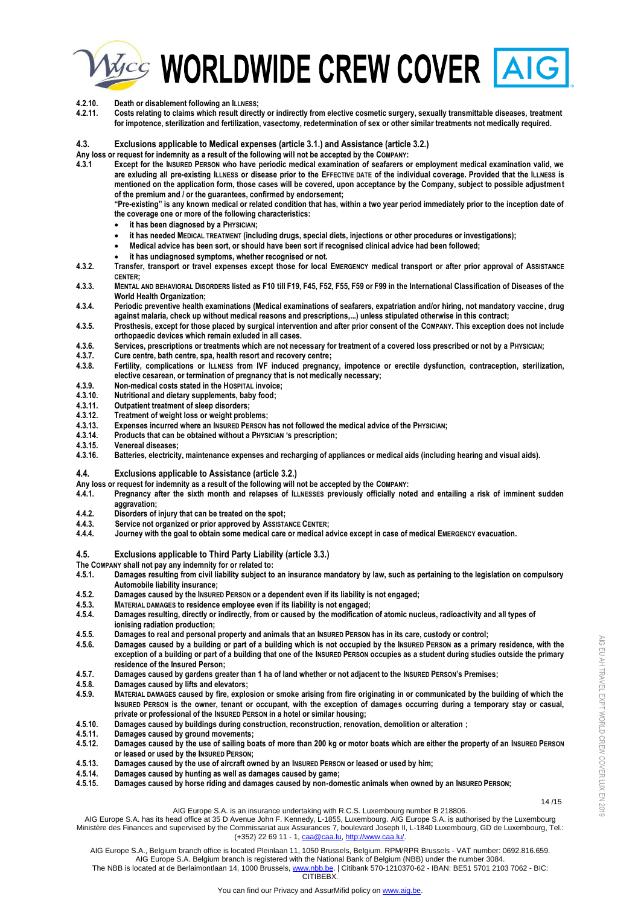**4.2.10. Death or disablement following an ILLNESS;**

**4.2.11. Costs relating to claims which result directly or indirectly from elective cosmetic surgery, sexually transmittable diseases, treatment for impotence, sterilization and fertilization, vasectomy, redetermination of sex or other similar treatments not medically required.**

## 4.3. Exclusions applicable to Medical expenses (article 3.1.) and Assistance (article 3.2.)

**Any loss or request for indemnity as a result of the following will not be accepted by the COMPANY:**

**4.3.1 Except for the INSURED PERSON who have periodic medical examination of seafarers or employment medical examination valid, we are exluding all pre-existing ILLNESS or disease prior to the EFFECTIVE DATE of the individual coverage. Provided that the ILLNESS is mentioned on the application form, those cases will be covered, upon acceptance by the Company, subject to possible adjustment of the premium and / or the guarantees, confirmed by endorsement;**

**"Pre-existing" is any known medical or related condition that has, within a two year period immediately prior to the inception date of the coverage one or more of the following characteristics:**

- **it has been diagnosed by a PHYSICIAN;**
- **it has needed MEDICAL TREATMENT (including drugs, special diets, injections or other procedures or investigations);**
- **Medical advice has been sort, or should have been sort if recognised clinical advice had been followed;**
- **it has undiagnosed symptoms, whether recognised or not.**

**4.3.2. Transfer, transport or travel expenses except those for local EMERGENCY medical transport or after prior approval of ASSISTANCE CENTER;**

**4.3.3. MENTAL AND BEHAVIORAL DISORDERS listed as F10 till F19, F45, F52, F55, F59 or F99 in the International Classification of Diseases of the World Health Organization;**

**4.3.4. Periodic preventive health examinations (Medical examinations of seafarers, expatriation and/or hiring, not mandatory vaccine, drug against malaria, check up without medical reasons and prescriptions,...) unless stipulated otherwise in this contract;**

**4.3.5. Prosthesis, except for those placed by surgical intervention and after prior consent of the COMPANY. This exception does not include orthopaedic devices which remain exluded in all cases.**

**4.3.6. Services, prescriptions or treatments which are not necessary for treatment of a covered loss prescribed or not by a PHYSICIAN;**

**4.3.7. Cure centre, bath centre, spa, health resort and recovery centre;**

**4.3.8. Fertility, complications or ILLNESS from IVF induced pregnancy, impotence or erectile dysfunction, contraception, sterilization, elective cesarean, or termination of pregnancy that is not medically necessary;**

**4.3.9. Non-medical costs stated in the HOSPITAL invoice;**

**4.3.10. Nutritional and dietary supplements, baby food;**

**4.3.11. Outpatient treatment of sleep disorders;**

**4.3.12. Treatment of weight loss or weight problems;**

**4.3.13. Expenses incurred where an INSURED PERSON has not followed the medical advice of the PHYSICIAN;**

**4.3.14. Products that can be obtained without a PHYSICIAN 's prescription;**

**4.3.15. Venereal diseases;**

**4.3.16. Batteries, electricity, maintenance expenses and recharging of appliances or medical aids (including hearing and visual aids).**

## 4.4. Exclusions applicable to Assistance (article 3.2.)

**Any loss or request for indemnity as a result of the following will not be accepted by the COMPANY:**

**4.4.1. Pregnancy after the sixth month and relapses of ILLNESSES previously officially noted and entailing a risk of imminent sudden aggravation;**

**4.4.2. Disorders of injury that can be treated on the spot;**

**4.4.3. Service not organized or prior approved by ASSISTANCE CENTER;**

**4.4.4. Journey with the goal to obtain some medical care or medical advice except in case of medical EMERGENCY evacuation.**

## 4.5. Exclusions applicable to Third Party Liability (article 3.3.)

**The COMPANY shall not pay any indemnity for or related to:**

**4.5.1. Damages resulting from civil liability subject to an insurance mandatory by law, such as pertaining to the legislation on compulsory Automobile liability insurance;**

**4.5.2. Damages caused by the INSURED PERSON or a dependent even if its liability is not engaged;**

**4.5.3. MATERIAL DAMAGES to residence employee even if its liability is not engaged;**

**4.5.4. Damages resulting, directly or indirectly, from or caused by the modification of atomic nucleus, radioactivity and all types of ionising radiation production;**

**4.5.5. Damages to real and personal property and animals that an INSURED PERSON has in its care, custody or control;**

**4.5.6. Damages caused by a building or part of a building which is not occupied by the INSURED PERSON as a primary residence, with the exception of a building or part of a building that one of the INSURED PERSON occupies as a student during studies outside the primary residence of the Insured Person;**

**4.5.7. Damages caused by gardens greater than 1 ha of land whether or not adjacent to the INSURED PERSON's Premises;**

**4.5.8. Damages caused by lifts and elevators;**

**4.5.9. MATERIAL DAMAGES caused by fire, explosion or smoke arising from fire originating in or communicated by the building of which the INSURED PERSON is the owner, tenant or occupant, with the exception of damages occurring during a temporary stay or casual, private or professional of the INSURED PERSON in a hotel or similar housing;**

**4.5.10. Damages caused by buildings during construction, reconstruction, renovation, demolition or alteration ;**

**4.5.11. Damages caused by ground movements;**

**4.5.12. Damages caused by the use of sailing boats of more than 200 kg or motor boats which are either the property of an INSURED PERSON or leased or used by the INSURED PERSON;**

**4.5.13. Damages caused by the use of aircraft owned by an INSURED PERSON or leased or used by him;**

**4.5.14. Damages caused by hunting as well as damages caused by game;**

**4.5.15. Damages caused by horse riding and damages caused by non-domestic animals when owned by an INSURED PERSON;**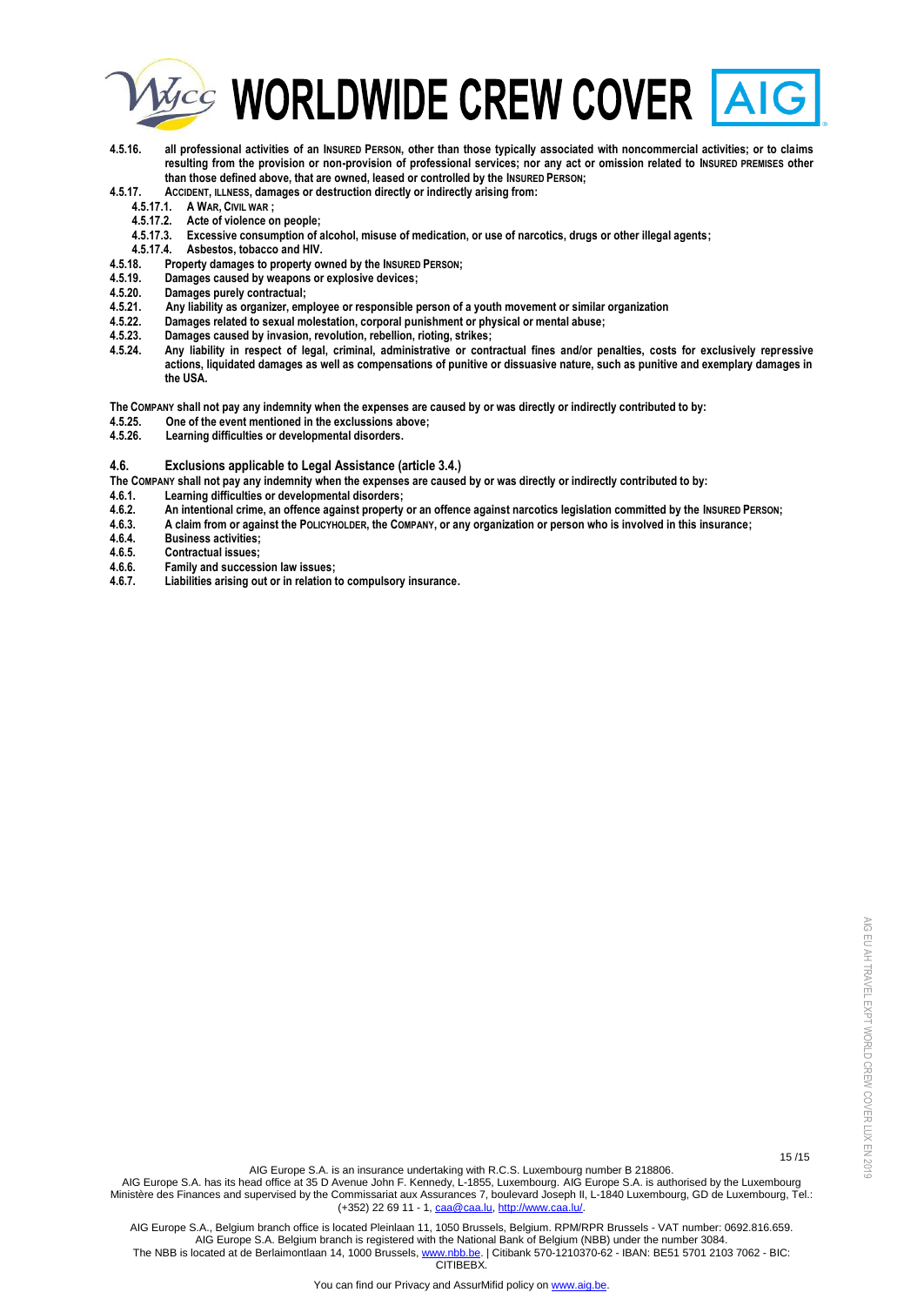**4.5.16.** **all professional activities of an INSURED PERSON, other than those typically associated with noncommercial activities; or to claims resulting from the provision or non-provision of professional services; nor any act or omission related to INSURED PREMISES other than those defined above, that are owned, leased or controlled by the INSURED PERSON;**

**4.5.17.** **ACCIDENT, ILLNESS, damages or destruction directly or indirectly arising from:**

- **4.5.17.1.** **A WAR, CIVIL WAR ;**
- **4.5.17.2.** **Acte of violence on people;**
- **4.5.17.3.** **Excessive consumption of alcohol, misuse of medication, or use of narcotics, drugs or other illegal agents;**
- **4.5.17.4.** **Asbestos, tobacco and HIV.**

**4.5.18.** **Property damages to property owned by the INSURED PERSON;**

**4.5.19.** **Damages caused by weapons or explosive devices;**

**4.5.20.** **Damages purely contractual;**

**4.5.21.** **Any liability as organizer, employee or responsible person of a youth movement or similar organization**

**4.5.22.** **Damages related to sexual molestation, corporal punishment or physical or mental abuse;**

**4.5.23.** **Damages caused by invasion, revolution, rebellion, rioting, strikes;**

**4.5.24.** **Any liability in respect of legal, criminal, administrative or contractual fines and/or penalties, costs for exclusively repressive actions, liquidated damages as well as compensations of punitive or dissuasive nature, such as punitive and exemplary damages in the USA.**

**The COMPANY shall not pay any indemnity when the expenses are caused by or was directly or indirectly contributed to by:**

**4.5.25.** **One of the event mentioned in the exclussions above;**

**4.5.26.** **Learning difficulties or developmental disorders.**

### 4.6. Exclusions applicable to Legal Assistance (article 3.4.)

**The COMPANY shall not pay any indemnity when the expenses are caused by or was directly or indirectly contributed to by:**

**4.6.1.** **Learning difficulties or developmental disorders;**

**4.6.2.** **An intentional crime, an offence against property or an offence against narcotics legislation committed by the INSURED PERSON;**

**4.6.3.** **A claim from or against the POLICYHOLDER, the COMPANY, or any organization or person who is involved in this insurance;**

**4.6.4.** **Business activities;**

**4.6.5.** **Contractual issues;**

**4.6.6.** **Family and succession law issues;**

**4.6.7.** **Liabilities arising out or in relation to compulsory insurance.**

AIG Europe S.A. is an insurance undertaking with R.C.S. Luxembourg number B 218806.
AIG Europe S.A. has its head office at 35 D Avenue John F. Kennedy, L-1855, Luxembourg. AIG Europe S.A. is authorised by the Luxembourg Ministère des Finances and supervised by the Commissariat aux Assurances 7, boulevard Joseph II, L-1840 Luxembourg, GD de Luxembourg, Tel.: (+352) 22 69 11 - 1, caa@caa.lu, http://www.caa.lu/.

AIG Europe S.A., Belgium branch office is located Pleinlaan 11, 1050 Brussels, Belgium. RPM/RPR Brussels - VAT number: 0692.816.659.
AIG Europe S.A. Belgium branch is registered with the National Bank of Belgium (NBB) under the number 3084.
The NBB is located at de Berlaimontlaan 14, 1000 Brussels, www.nbb.be. | Citibank 570-1210370-62 - IBAN: BE51 5701 2103 7062 - BIC: CITIBEBX.

You can find our Privacy and AssurMifid policy on www.aig.be.